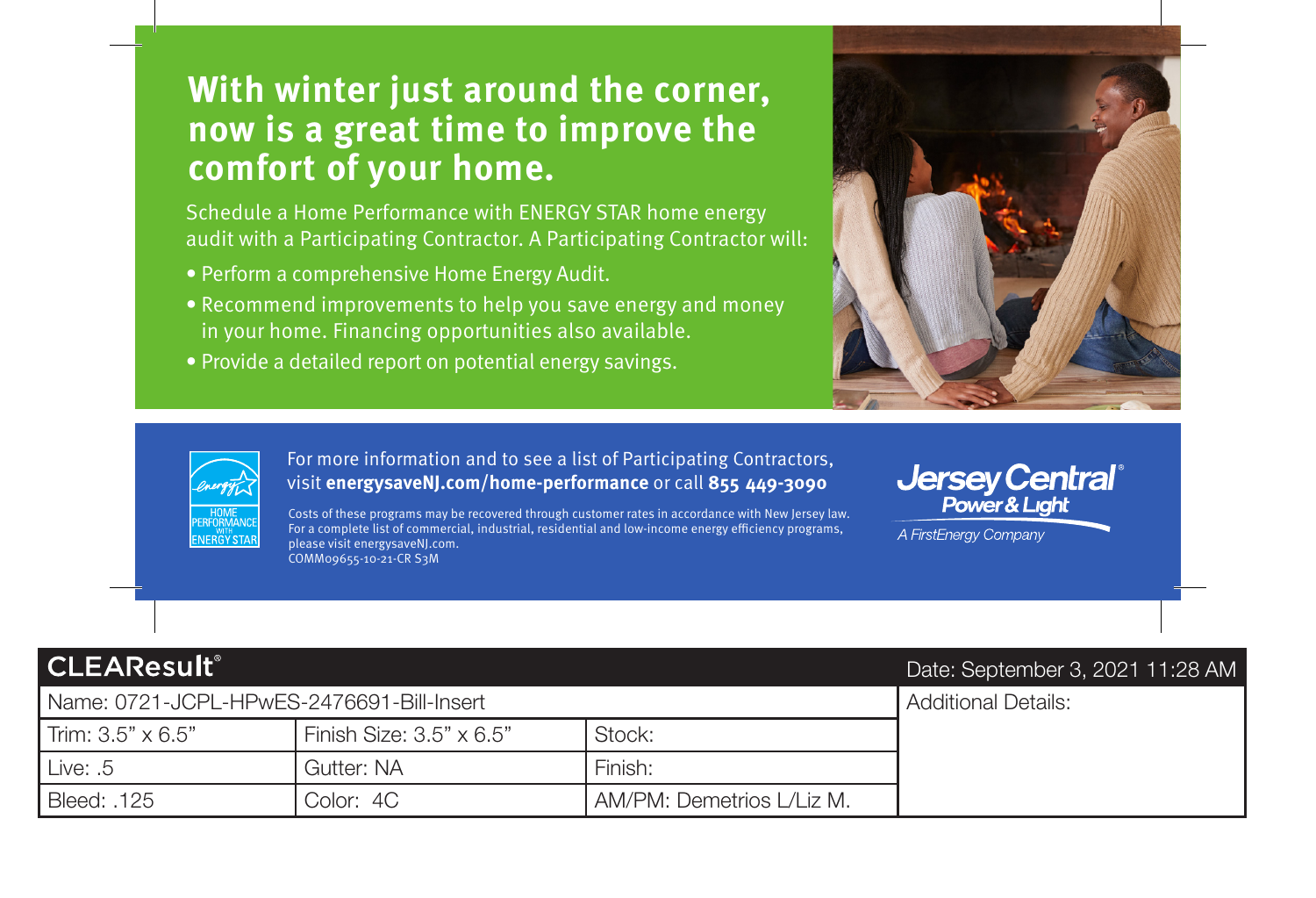# With winter just around the corner, now is a great time to improve the comfort of your home.

Schedule a Home Performance with ENERGY STAR home energy audit with a Participating Contractor. A Participating Contractor will:

- Perform a comprehensive Home Energy Audit.
- Recommend improvements to help you save energy and money in your home. Financing opportunities also available.
- Provide a detailed report on potential energy savings.

HOME PERFORMANCE WITH ENERGY STAR

For more information and to see a list of Participating Contractors, visit **energysaveNJ.com/home-performance** or call **855 449-3090**

Costs of these programs may be recovered through customer rates in accordance with New Jersey law. For a complete list of commercial, industrial, residential and low-income energy efficiency programs, please visit energysaveNJ.com.
COMM09655-10-21-CR S3M

Jersey Central Power & Light
*A FirstEnergy Company*

| CLEAResult® | | | Date: September 3, 2021 11:28 AM |
|---|---|---|---|
| Name: 0721-JCPL-HPwES-2476691-Bill-Insert | | | Additional Details: |
| Trim: 3.5" x 6.5" | Finish Size: 3.5" x 6.5" | Stock: | |
| Live: .5 | Gutter: NA | Finish: | |
| Bleed: .125 | Color: 4C | AM/PM: Demetrios L/Liz M. | |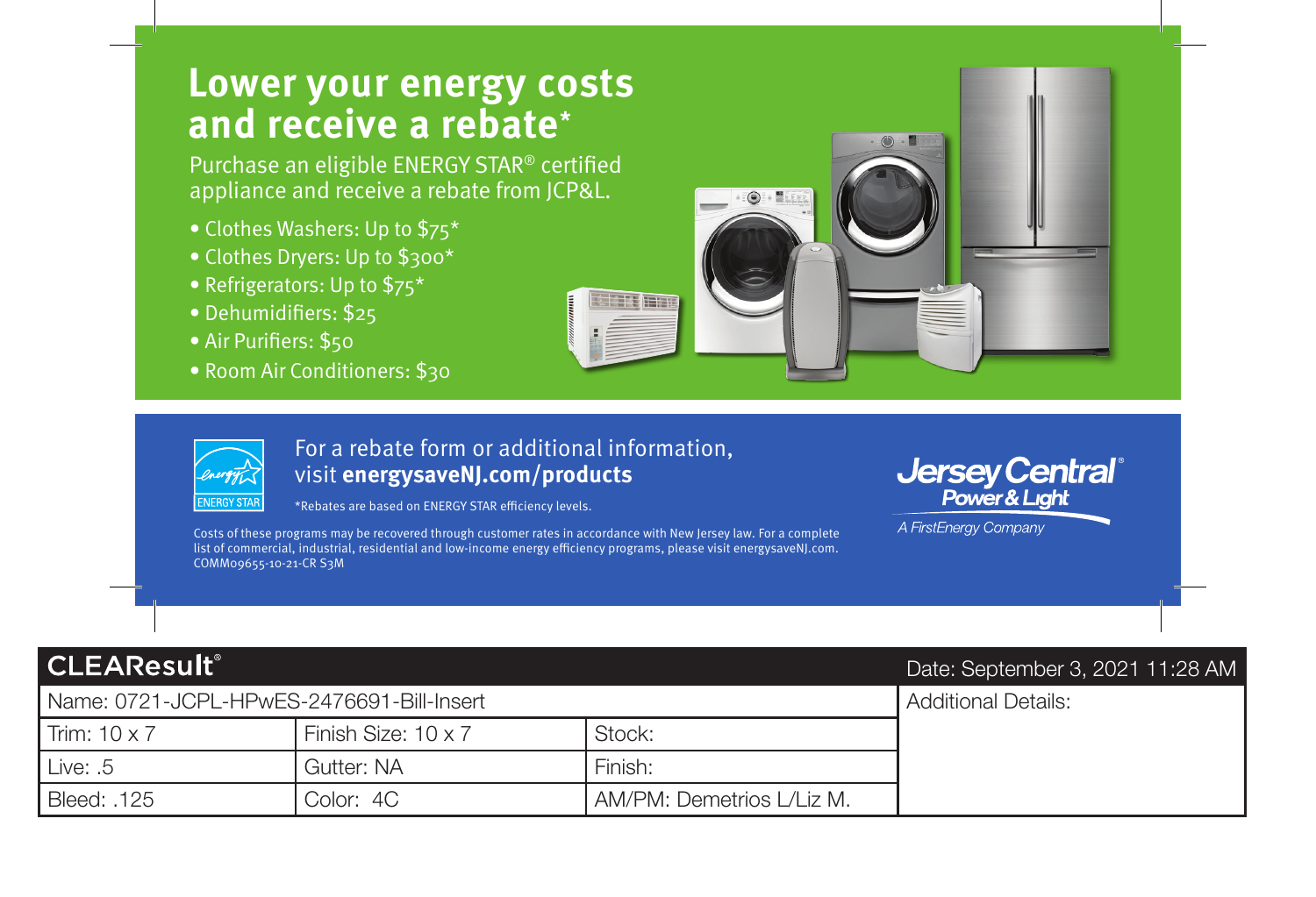# Lower your energy costs and receive a rebate*

Purchase an eligible ENERGY STAR® certified appliance and receive a rebate from JCP&L.

- Clothes Washers: Up to $75*
- Clothes Dryers: Up to $300*
- Refrigerators: Up to $75*
- Dehumidifiers: $25
- Air Purifiers: $50
- Room Air Conditioners: $30

ENERGY STAR

For a rebate form or additional information, visit **energysaveNJ.com/products**

*Rebates are based on ENERGY STAR efficiency levels.

Costs of these programs may be recovered through customer rates in accordance with New Jersey law. For a complete list of commercial, industrial, residential and low-income energy efficiency programs, please visit energysaveNJ.com. COMM09655-10-21-CR S3M

Jersey Central Power & Light
A FirstEnergy Company

| CLEAResult® | | | Date: September 3, 2021 11:28 AM |
|---|---|---|---|
| Name: 0721-JCPL-HPwES-2476691-Bill-Insert | | | Additional Details: |
| Trim: 10 x 7 | Finish Size: 10 x 7 | Stock: | |
| Live: .5 | Gutter: NA | Finish: | |
| Bleed: .125 | Color: 4C | AM/PM: Demetrios L/Liz M. | |